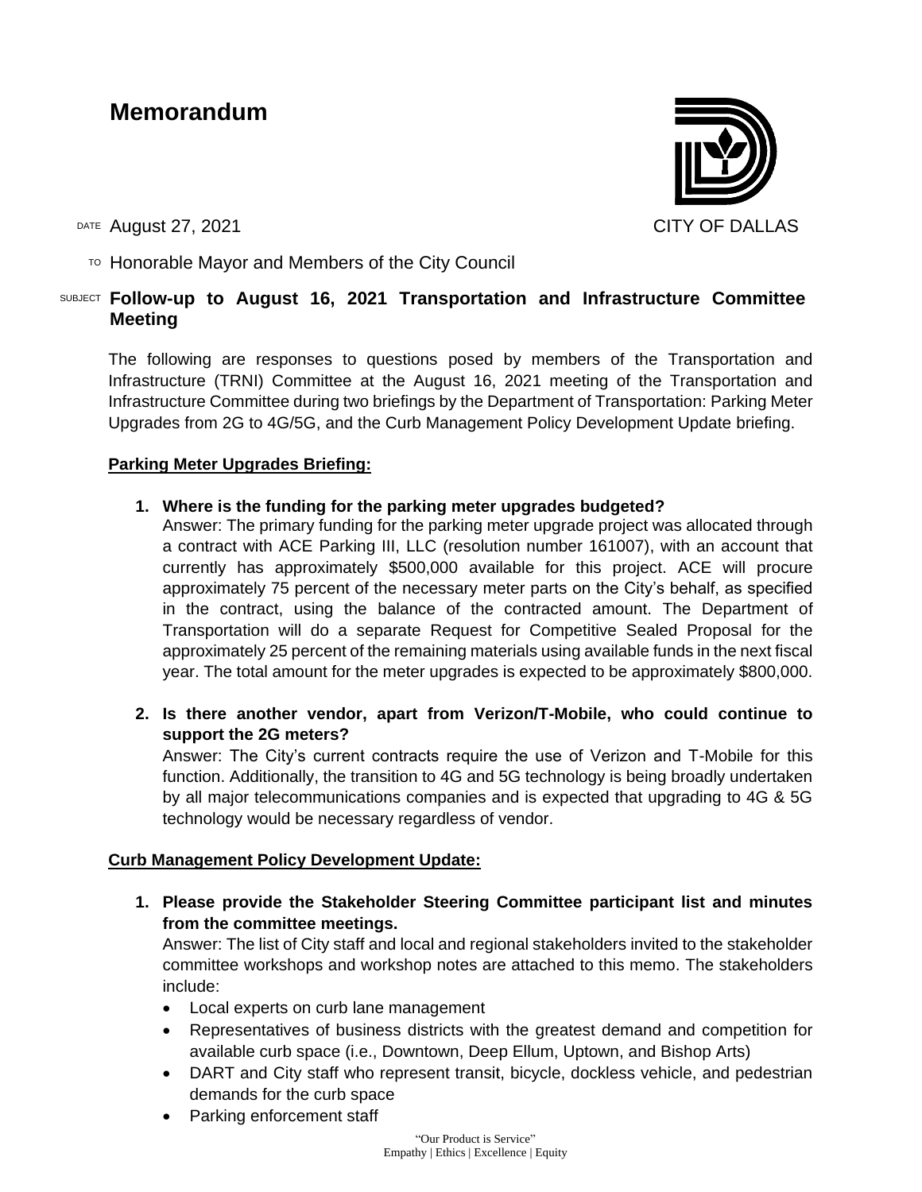# Memorandum

CITY OF DALLAS

DATE August 27, 2021

TO Honorable Mayor and Members of the City Council

SUBJECT **Follow-up to August 16, 2021 Transportation and Infrastructure Committee Meeting**

The following are responses to questions posed by members of the Transportation and Infrastructure (TRNI) Committee at the August 16, 2021 meeting of the Transportation and Infrastructure Committee during two briefings by the Department of Transportation: Parking Meter Upgrades from 2G to 4G/5G, and the Curb Management Policy Development Update briefing.

**Parking Meter Upgrades Briefing:**

1. **Where is the funding for the parking meter upgrades budgeted?**
   Answer: The primary funding for the parking meter upgrade project was allocated through a contract with ACE Parking III, LLC (resolution number 161007), with an account that currently has approximately $500,000 available for this project. ACE will procure approximately 75 percent of the necessary meter parts on the City's behalf, as specified in the contract, using the balance of the contracted amount. The Department of Transportation will do a separate Request for Competitive Sealed Proposal for the approximately 25 percent of the remaining materials using available funds in the next fiscal year. The total amount for the meter upgrades is expected to be approximately $800,000.

2. **Is there another vendor, apart from Verizon/T-Mobile, who could continue to support the 2G meters?**
   Answer: The City's current contracts require the use of Verizon and T-Mobile for this function. Additionally, the transition to 4G and 5G technology is being broadly undertaken by all major telecommunications companies and is expected that upgrading to 4G & 5G technology would be necessary regardless of vendor.

**Curb Management Policy Development Update:**

1. **Please provide the Stakeholder Steering Committee participant list and minutes from the committee meetings.**
   Answer: The list of City staff and local and regional stakeholders invited to the stakeholder committee workshops and workshop notes are attached to this memo. The stakeholders include:
   - Local experts on curb lane management
   - Representatives of business districts with the greatest demand and competition for available curb space (i.e., Downtown, Deep Ellum, Uptown, and Bishop Arts)
   - DART and City staff who represent transit, bicycle, dockless vehicle, and pedestrian demands for the curb space
   - Parking enforcement staff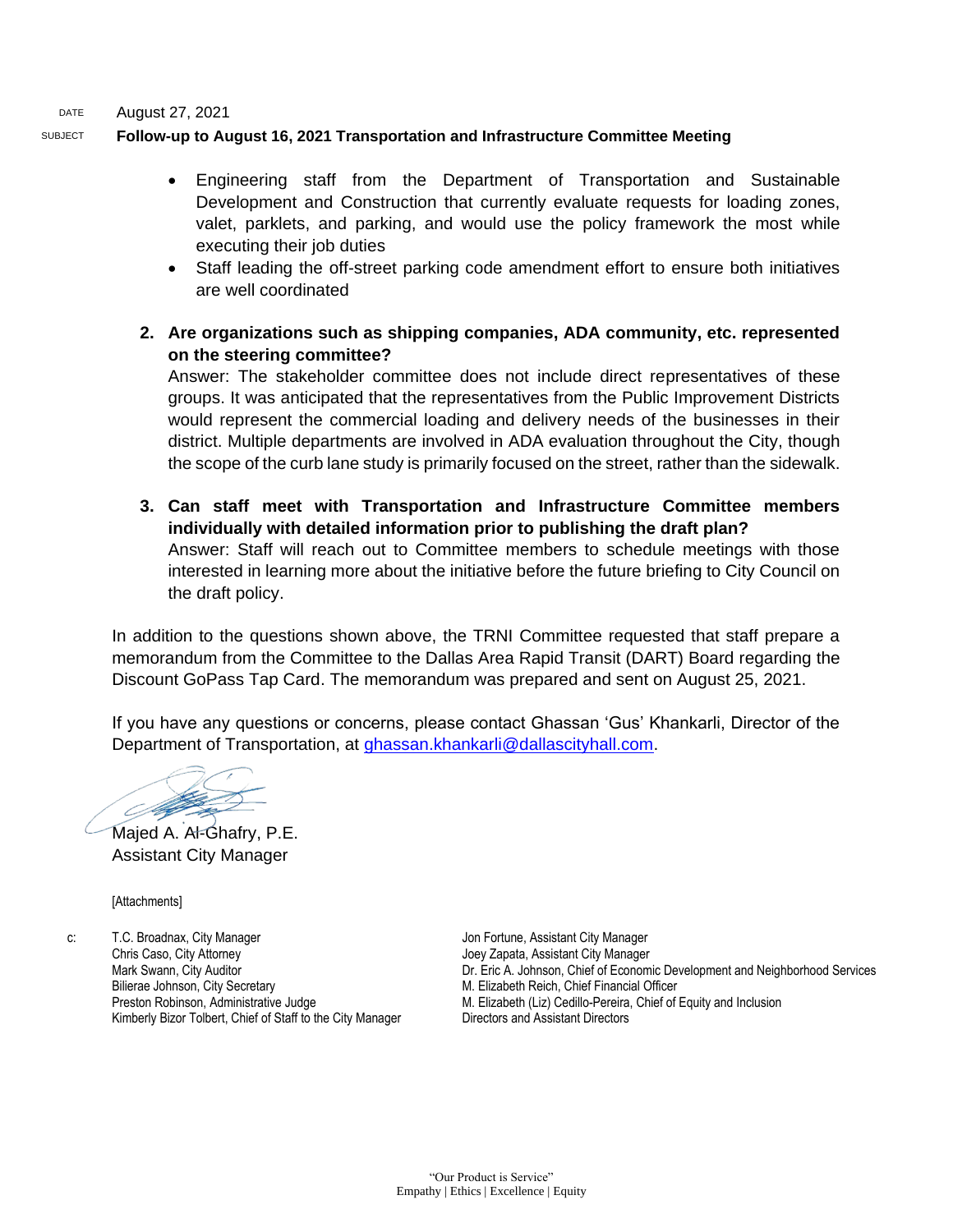DATE August 27, 2021

SUBJECT **Follow-up to August 16, 2021 Transportation and Infrastructure Committee Meeting**

- Engineering staff from the Department of Transportation and Sustainable Development and Construction that currently evaluate requests for loading zones, valet, parklets, and parking, and would use the policy framework the most while executing their job duties
- Staff leading the off-street parking code amendment effort to ensure both initiatives are well coordinated

2. **Are organizations such as shipping companies, ADA community, etc. represented on the steering committee?**
   Answer: The stakeholder committee does not include direct representatives of these groups. It was anticipated that the representatives from the Public Improvement Districts would represent the commercial loading and delivery needs of the businesses in their district. Multiple departments are involved in ADA evaluation throughout the City, though the scope of the curb lane study is primarily focused on the street, rather than the sidewalk.

3. **Can staff meet with Transportation and Infrastructure Committee members individually with detailed information prior to publishing the draft plan?**
   Answer: Staff will reach out to Committee members to schedule meetings with those interested in learning more about the initiative before the future briefing to City Council on the draft policy.

In addition to the questions shown above, the TRNI Committee requested that staff prepare a memorandum from the Committee to the Dallas Area Rapid Transit (DART) Board regarding the Discount GoPass Tap Card. The memorandum was prepared and sent on August 25, 2021.

If you have any questions or concerns, please contact Ghassan 'Gus' Khankarli, Director of the Department of Transportation, at ghassan.khankarli@dallascityhall.com.

Majed A. Al-Ghafry, P.E.
Assistant City Manager

[Attachments]

c:
T.C. Broadnax, City Manager
Chris Caso, City Attorney
Mark Swann, City Auditor
Bilierae Johnson, City Secretary
Preston Robinson, Administrative Judge
Kimberly Bizor Tolbert, Chief of Staff to the City Manager
Jon Fortune, Assistant City Manager
Joey Zapata, Assistant City Manager
Dr. Eric A. Johnson, Chief of Economic Development and Neighborhood Services
M. Elizabeth Reich, Chief Financial Officer
M. Elizabeth (Liz) Cedillo-Pereira, Chief of Equity and Inclusion
Directors and Assistant Directors

"Our Product is Service"
Empathy | Ethics | Excellence | Equity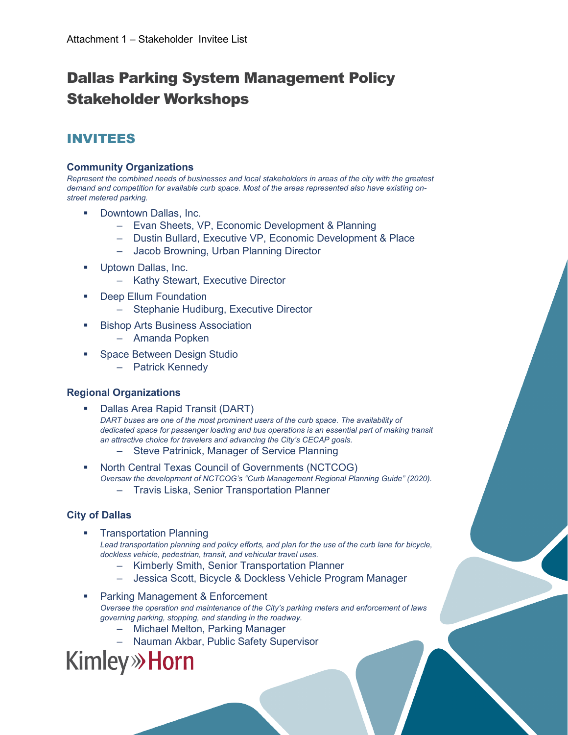Attachment 1 – Stakeholder Invitee List

# Dallas Parking System Management Policy Stakeholder Workshops

## INVITEES

### Community Organizations

*Represent the combined needs of businesses and local stakeholders in areas of the city with the greatest demand and competition for available curb space. Most of the areas represented also have existing on-street metered parking.*

- Downtown Dallas, Inc.
  - Evan Sheets, VP, Economic Development & Planning
  - Dustin Bullard, Executive VP, Economic Development & Place
  - Jacob Browning, Urban Planning Director
- Uptown Dallas, Inc.
  - Kathy Stewart, Executive Director
- Deep Ellum Foundation
  - Stephanie Hudiburg, Executive Director
- Bishop Arts Business Association
  - Amanda Popken
- Space Between Design Studio
  - Patrick Kennedy

### Regional Organizations

- Dallas Area Rapid Transit (DART)
  *DART buses are one of the most prominent users of the curb space. The availability of dedicated space for passenger loading and bus operations is an essential part of making transit an attractive choice for travelers and advancing the City's CECAP goals.*
  - Steve Patrinick, Manager of Service Planning
- North Central Texas Council of Governments (NCTCOG)
  *Oversaw the development of NCTCOG's "Curb Management Regional Planning Guide" (2020).*
  - Travis Liska, Senior Transportation Planner

### City of Dallas

- Transportation Planning
  *Lead transportation planning and policy efforts, and plan for the use of the curb lane for bicycle, dockless vehicle, pedestrian, transit, and vehicular travel uses.*
  - Kimberly Smith, Senior Transportation Planner
  - Jessica Scott, Bicycle & Dockless Vehicle Program Manager
- Parking Management & Enforcement
  *Oversee the operation and maintenance of the City's parking meters and enforcement of laws governing parking, stopping, and standing in the roadway.*
  - Michael Melton, Parking Manager
  - Nauman Akbar, Public Safety Supervisor

Kimley»Horn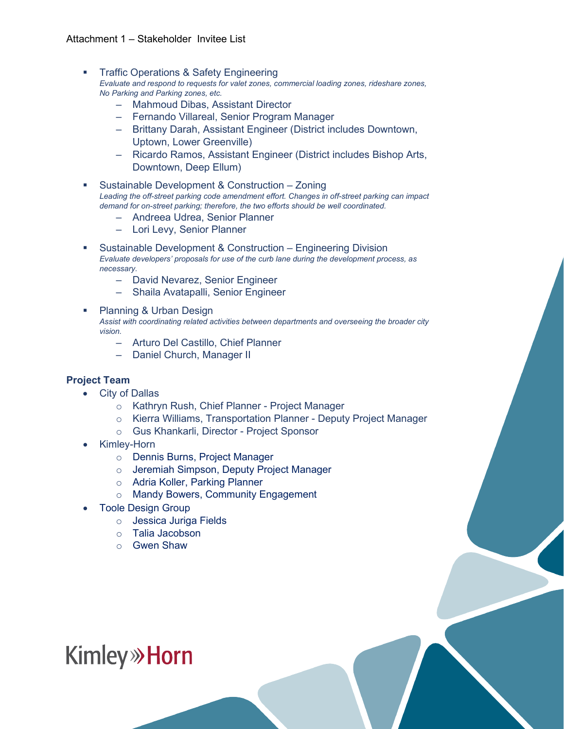Attachment 1 – Stakeholder Invitee List

- Traffic Operations & Safety Engineering
  *Evaluate and respond to requests for valet zones, commercial loading zones, rideshare zones, No Parking and Parking zones, etc.*
  - Mahmoud Dibas, Assistant Director
  - Fernando Villareal, Senior Program Manager
  - Brittany Darah, Assistant Engineer (District includes Downtown, Uptown, Lower Greenville)
  - Ricardo Ramos, Assistant Engineer (District includes Bishop Arts, Downtown, Deep Ellum)
- Sustainable Development & Construction – Zoning
  *Leading the off-street parking code amendment effort. Changes in off-street parking can impact demand for on-street parking; therefore, the two efforts should be well coordinated.*
  - Andreea Udrea, Senior Planner
  - Lori Levy, Senior Planner
- Sustainable Development & Construction – Engineering Division
  *Evaluate developers' proposals for use of the curb lane during the development process, as necessary.*
  - David Nevarez, Senior Engineer
  - Shaila Avatapalli, Senior Engineer
- Planning & Urban Design
  *Assist with coordinating related activities between departments and overseeing the broader city vision.*
  - Arturo Del Castillo, Chief Planner
  - Daniel Church, Manager II

**Project Team**

- City of Dallas
  - Kathryn Rush, Chief Planner - Project Manager
  - Kierra Williams, Transportation Planner - Deputy Project Manager
  - Gus Khankarli, Director - Project Sponsor
- Kimley-Horn
  - Dennis Burns, Project Manager
  - Jeremiah Simpson, Deputy Project Manager
  - Adria Koller, Parking Planner
  - Mandy Bowers, Community Engagement
- Toole Design Group
  - Jessica Juriga Fields
  - Talia Jacobson
  - Gwen Shaw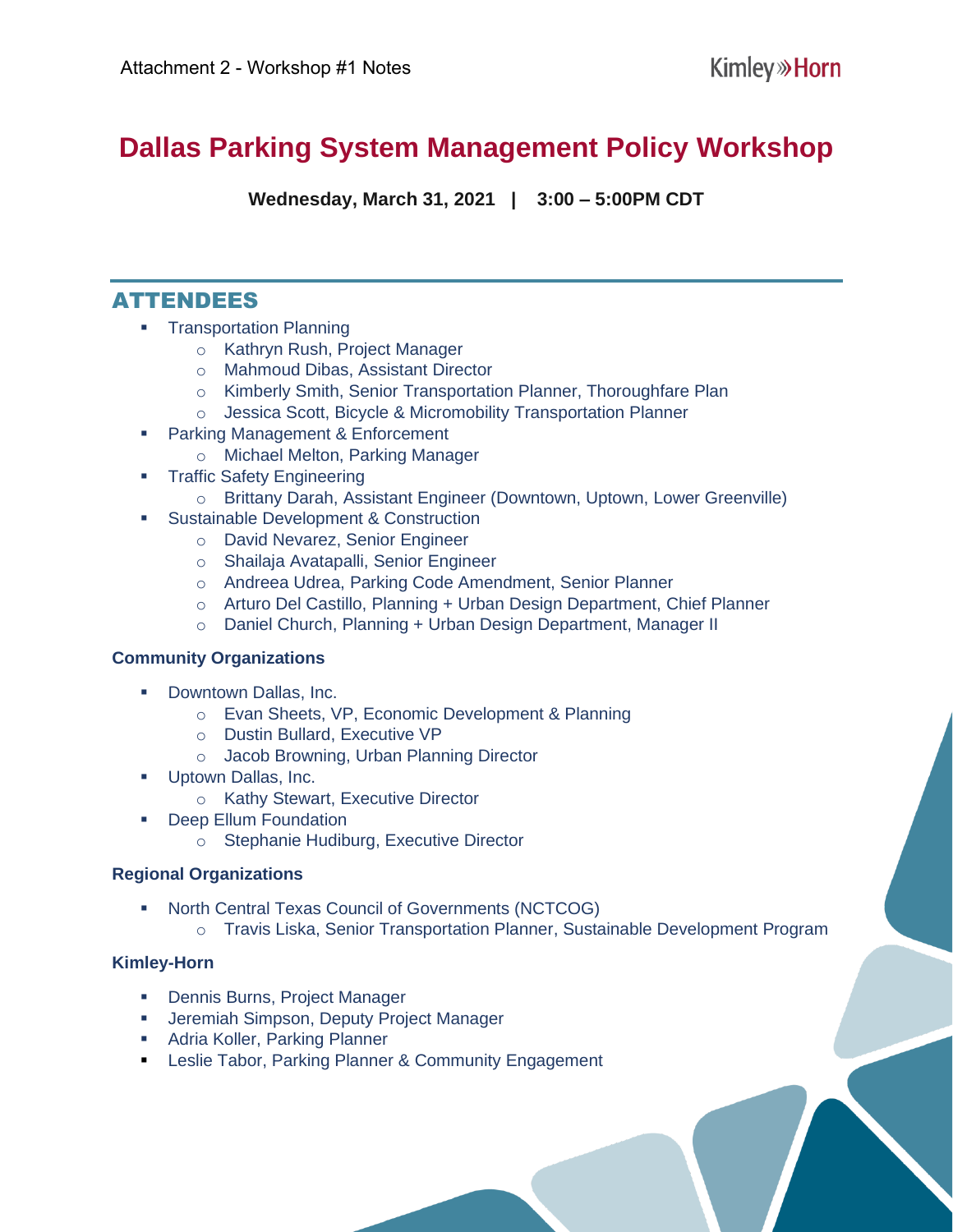Attachment 2 - Workshop #1 Notes

# Dallas Parking System Management Policy Workshop

**Wednesday, March 31, 2021 | 3:00 – 5:00PM CDT**

## ATTENDEES

- Transportation Planning
  - Kathryn Rush, Project Manager
  - Mahmoud Dibas, Assistant Director
  - Kimberly Smith, Senior Transportation Planner, Thoroughfare Plan
  - Jessica Scott, Bicycle & Micromobility Transportation Planner
- Parking Management & Enforcement
  - Michael Melton, Parking Manager
- Traffic Safety Engineering
  - Brittany Darah, Assistant Engineer (Downtown, Uptown, Lower Greenville)
- Sustainable Development & Construction
  - David Nevarez, Senior Engineer
  - Shailaja Avatapalli, Senior Engineer
  - Andreea Udrea, Parking Code Amendment, Senior Planner
  - Arturo Del Castillo, Planning + Urban Design Department, Chief Planner
  - Daniel Church, Planning + Urban Design Department, Manager II

### Community Organizations

- Downtown Dallas, Inc.
  - Evan Sheets, VP, Economic Development & Planning
  - Dustin Bullard, Executive VP
  - Jacob Browning, Urban Planning Director
- Uptown Dallas, Inc.
  - Kathy Stewart, Executive Director
- Deep Ellum Foundation
  - Stephanie Hudiburg, Executive Director

### Regional Organizations

- North Central Texas Council of Governments (NCTCOG)
  - Travis Liska, Senior Transportation Planner, Sustainable Development Program

### Kimley-Horn

- Dennis Burns, Project Manager
- Jeremiah Simpson, Deputy Project Manager
- Adria Koller, Parking Planner
- Leslie Tabor, Parking Planner & Community Engagement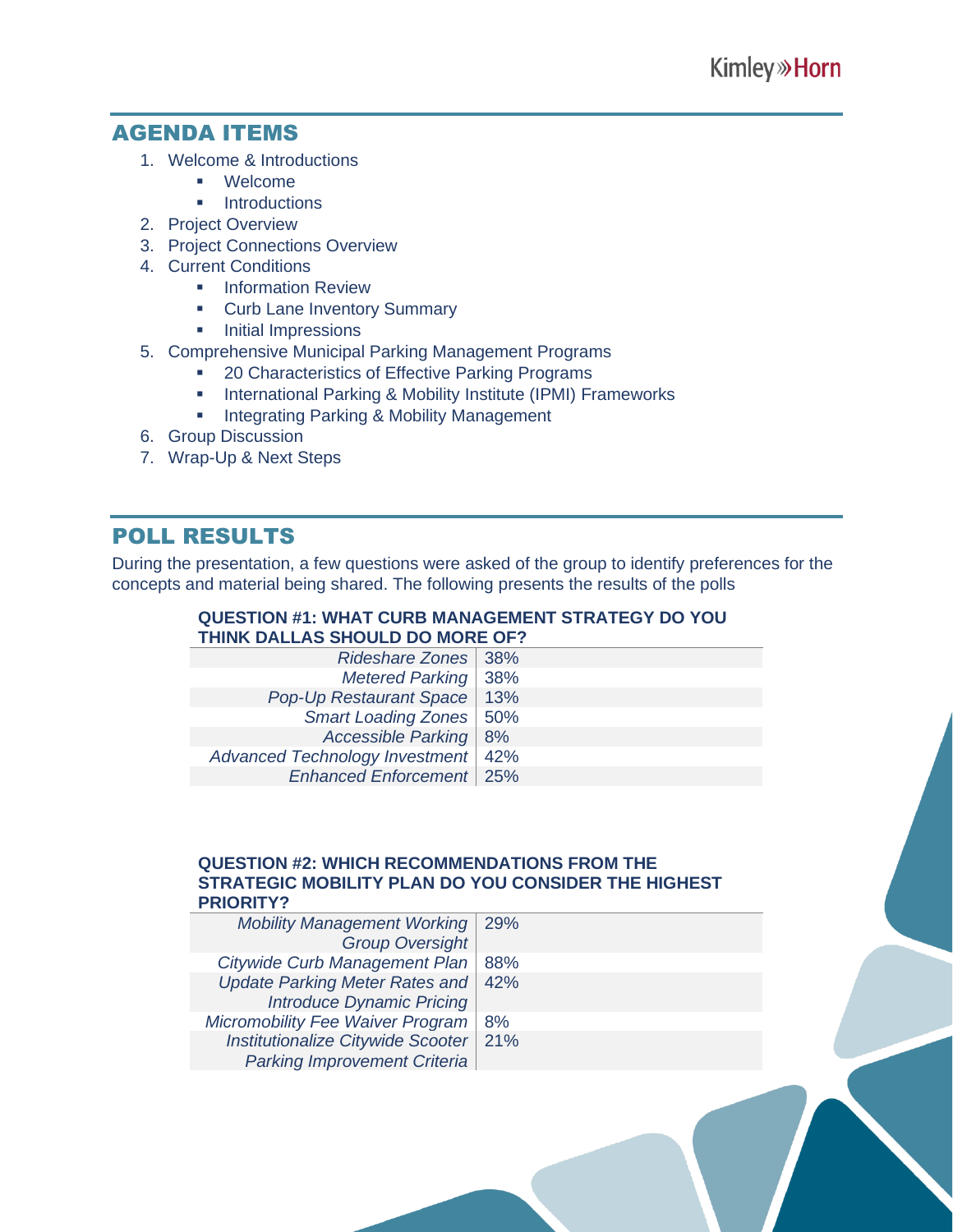## AGENDA ITEMS

1. Welcome & Introductions
   - Welcome
   - Introductions
2. Project Overview
3. Project Connections Overview
4. Current Conditions
   - Information Review
   - Curb Lane Inventory Summary
   - Initial Impressions
5. Comprehensive Municipal Parking Management Programs
   - 20 Characteristics of Effective Parking Programs
   - International Parking & Mobility Institute (IPMI) Frameworks
   - Integrating Parking & Mobility Management
6. Group Discussion
7. Wrap-Up & Next Steps

## POLL RESULTS

During the presentation, a few questions were asked of the group to identify preferences for the concepts and material being shared. The following presents the results of the polls

**QUESTION #1: WHAT CURB MANAGEMENT STRATEGY DO YOU THINK DALLAS SHOULD DO MORE OF?**

| | |
|---|---|
| *Rideshare Zones* | 38% |
| *Metered Parking* | 38% |
| *Pop-Up Restaurant Space* | 13% |
| *Smart Loading Zones* | 50% |
| *Accessible Parking* | 8% |
| *Advanced Technology Investment* | 42% |
| *Enhanced Enforcement* | 25% |

**QUESTION #2: WHICH RECOMMENDATIONS FROM THE STRATEGIC MOBILITY PLAN DO YOU CONSIDER THE HIGHEST PRIORITY?**

| | |
|---|---|
| *Mobility Management Working Group Oversight* | 29% |
| *Citywide Curb Management Plan* | 88% |
| *Update Parking Meter Rates and Introduce Dynamic Pricing* | 42% |
| *Micromobility Fee Waiver Program* | 8% |
| *Institutionalize Citywide Scooter Parking Improvement Criteria* | 21% |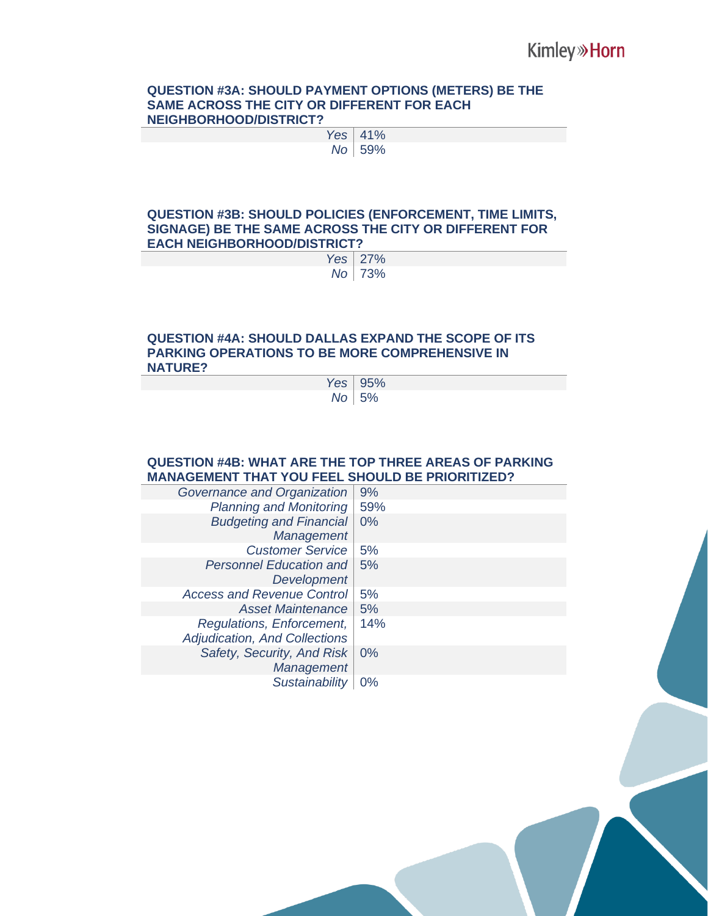### QUESTION #3A: SHOULD PAYMENT OPTIONS (METERS) BE THE SAME ACROSS THE CITY OR DIFFERENT FOR EACH NEIGHBORHOOD/DISTRICT?

| | |
|---|---|
| *Yes* | 41% |
| *No* | 59% |

### QUESTION #3B: SHOULD POLICIES (ENFORCEMENT, TIME LIMITS, SIGNAGE) BE THE SAME ACROSS THE CITY OR DIFFERENT FOR EACH NEIGHBORHOOD/DISTRICT?

| | |
|---|---|
| *Yes* | 27% |
| *No* | 73% |

### QUESTION #4A: SHOULD DALLAS EXPAND THE SCOPE OF ITS PARKING OPERATIONS TO BE MORE COMPREHENSIVE IN NATURE?

| | |
|---|---|
| *Yes* | 95% |
| *No* | 5% |

### QUESTION #4B: WHAT ARE THE TOP THREE AREAS OF PARKING MANAGEMENT THAT YOU FEEL SHOULD BE PRIORITIZED?

| | |
|---|---|
| *Governance and Organization* | 9% |
| *Planning and Monitoring* | 59% |
| *Budgeting and Financial Management* | 0% |
| *Customer Service* | 5% |
| *Personnel Education and Development* | 5% |
| *Access and Revenue Control* | 5% |
| *Asset Maintenance* | 5% |
| *Regulations, Enforcement, Adjudication, And Collections* | 14% |
| *Safety, Security, And Risk Management* | 0% |
| *Sustainability* | 0% |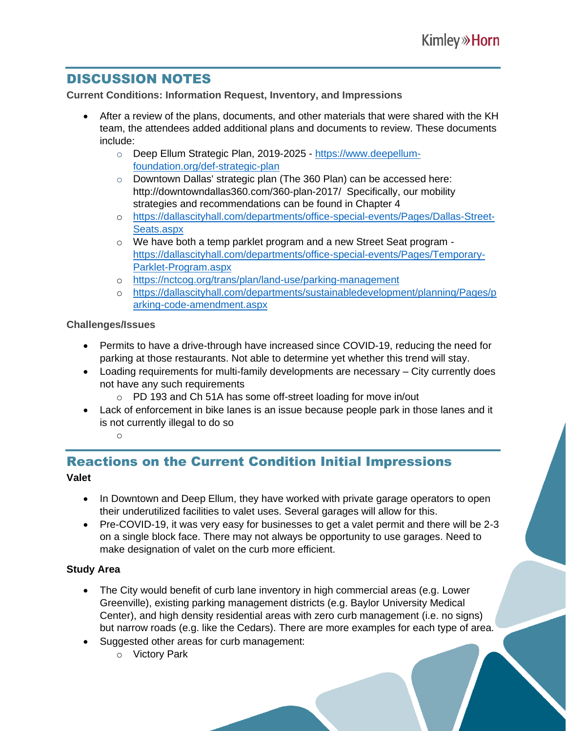## DISCUSSION NOTES

**Current Conditions: Information Request, Inventory, and Impressions**

- After a review of the plans, documents, and other materials that were shared with the KH team, the attendees added additional plans and documents to review. These documents include:
  - Deep Ellum Strategic Plan, 2019-2025 - https://www.deepellum-foundation.org/def-strategic-plan
  - Downtown Dallas' strategic plan (The 360 Plan) can be accessed here: http://downtowndallas360.com/360-plan-2017/ Specifically, our mobility strategies and recommendations can be found in Chapter 4
  - https://dallascityhall.com/departments/office-special-events/Pages/Dallas-Street-Seats.aspx
  - We have both a temp parklet program and a new Street Seat program - https://dallascityhall.com/departments/office-special-events/Pages/Temporary-Parklet-Program.aspx
  - https://nctcog.org/trans/plan/land-use/parking-management
  - https://dallascityhall.com/departments/sustainabledevelopment/planning/Pages/parking-code-amendment.aspx

**Challenges/Issues**

- Permits to have a drive-through have increased since COVID-19, reducing the need for parking at those restaurants. Not able to determine yet whether this trend will stay.
- Loading requirements for multi-family developments are necessary – City currently does not have any such requirements
  - PD 193 and Ch 51A has some off-street loading for move in/out
- Lack of enforcement in bike lanes is an issue because people park in those lanes and it is not currently illegal to do so

## Reactions on the Current Condition Initial Impressions

**Valet**

- In Downtown and Deep Ellum, they have worked with private garage operators to open their underutilized facilities to valet uses. Several garages will allow for this.
- Pre-COVID-19, it was very easy for businesses to get a valet permit and there will be 2-3 on a single block face. There may not always be opportunity to use garages. Need to make designation of valet on the curb more efficient.

**Study Area**

- The City would benefit of curb lane inventory in high commercial areas (e.g. Lower Greenville), existing parking management districts (e.g. Baylor University Medical Center), and high density residential areas with zero curb management (i.e. no signs) but narrow roads (e.g. like the Cedars). There are more examples for each type of area.
- Suggested other areas for curb management:
  - Victory Park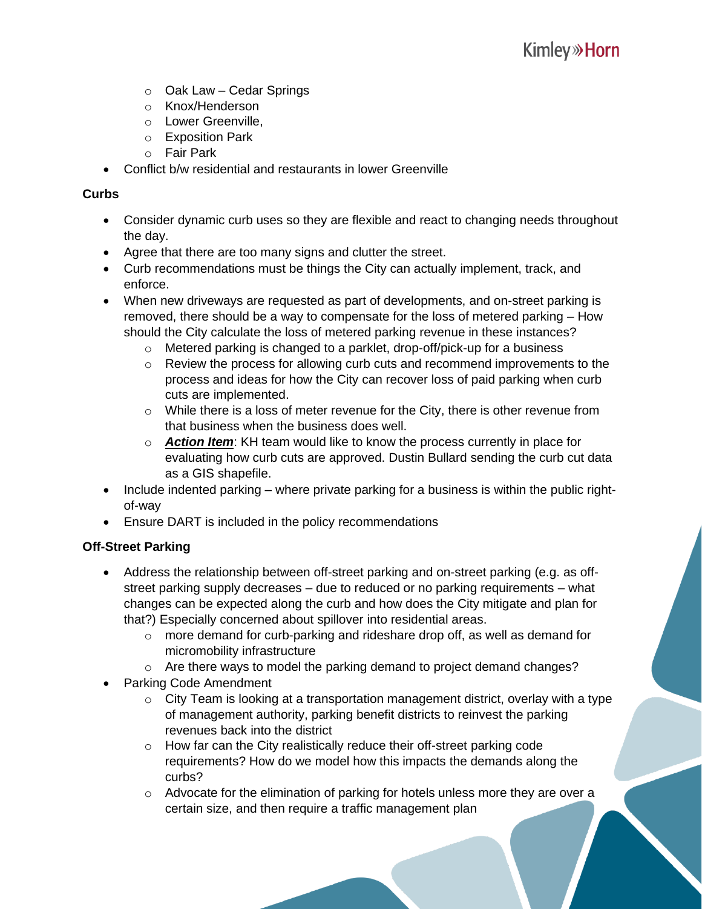- Oak Law – Cedar Springs
  - Knox/Henderson
  - Lower Greenville,
  - Exposition Park
  - Fair Park
- Conflict b/w residential and restaurants in lower Greenville

**Curbs**

- Consider dynamic curb uses so they are flexible and react to changing needs throughout the day.
- Agree that there are too many signs and clutter the street.
- Curb recommendations must be things the City can actually implement, track, and enforce.
- When new driveways are requested as part of developments, and on-street parking is removed, there should be a way to compensate for the loss of metered parking – How should the City calculate the loss of metered parking revenue in these instances?
  - Metered parking is changed to a parklet, drop-off/pick-up for a business
  - Review the process for allowing curb cuts and recommend improvements to the process and ideas for how the City can recover loss of paid parking when curb cuts are implemented.
  - While there is a loss of meter revenue for the City, there is other revenue from that business when the business does well.
  - ***Action Item***: KH team would like to know the process currently in place for evaluating how curb cuts are approved. Dustin Bullard sending the curb cut data as a GIS shapefile.
- Include indented parking – where private parking for a business is within the public right-of-way
- Ensure DART is included in the policy recommendations

**Off-Street Parking**

- Address the relationship between off-street parking and on-street parking (e.g. as off-street parking supply decreases – due to reduced or no parking requirements – what changes can be expected along the curb and how does the City mitigate and plan for that?) Especially concerned about spillover into residential areas.
  - more demand for curb-parking and rideshare drop off, as well as demand for micromobility infrastructure
  - Are there ways to model the parking demand to project demand changes?
- Parking Code Amendment
  - City Team is looking at a transportation management district, overlay with a type of management authority, parking benefit districts to reinvest the parking revenues back into the district
  - How far can the City realistically reduce their off-street parking code requirements? How do we model how this impacts the demands along the curbs?
  - Advocate for the elimination of parking for hotels unless more they are over a certain size, and then require a traffic management plan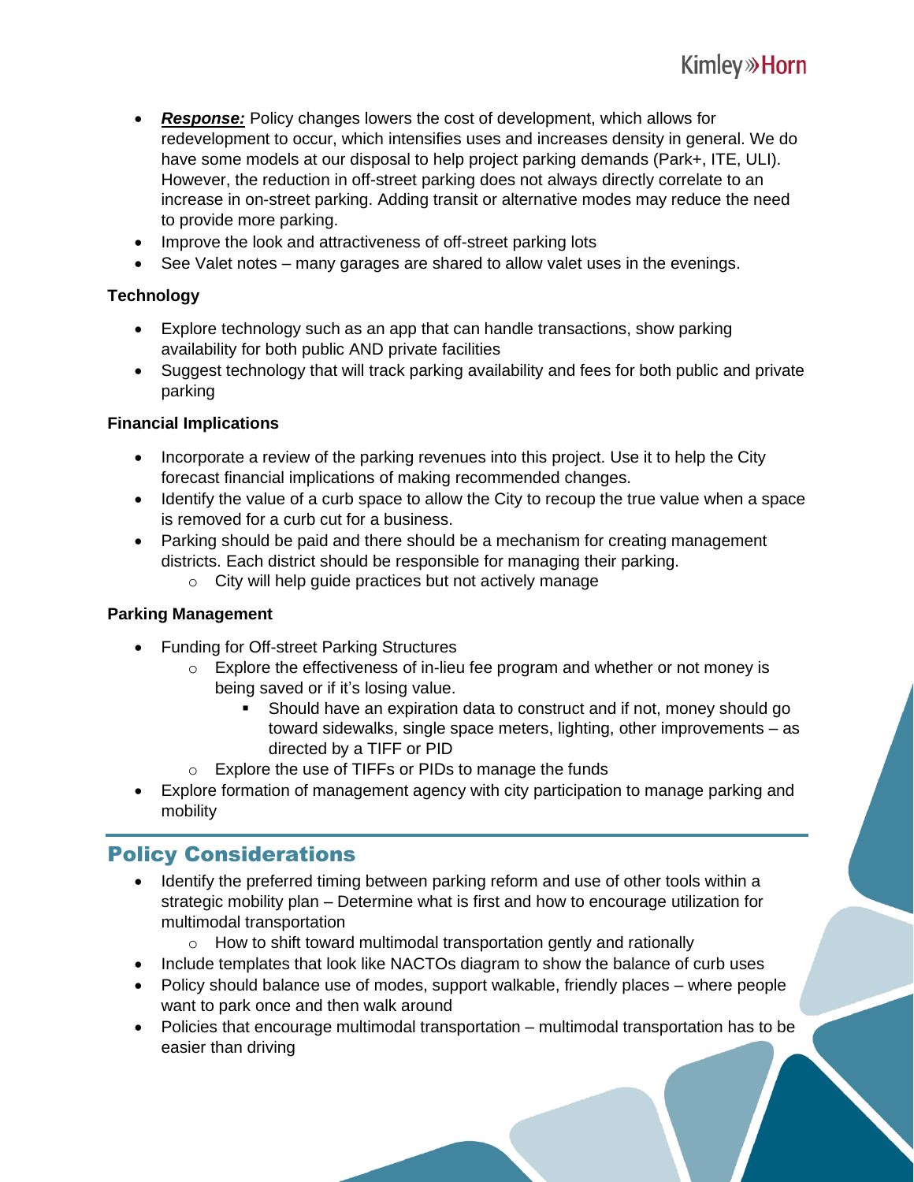- ***Response:*** Policy changes lowers the cost of development, which allows for redevelopment to occur, which intensifies uses and increases density in general. We do have some models at our disposal to help project parking demands (Park+, ITE, ULI). However, the reduction in off-street parking does not always directly correlate to an increase in on-street parking. Adding transit or alternative modes may reduce the need to provide more parking.
- Improve the look and attractiveness of off-street parking lots
- See Valet notes – many garages are shared to allow valet uses in the evenings.

**Technology**

- Explore technology such as an app that can handle transactions, show parking availability for both public AND private facilities
- Suggest technology that will track parking availability and fees for both public and private parking

**Financial Implications**

- Incorporate a review of the parking revenues into this project. Use it to help the City forecast financial implications of making recommended changes.
- Identify the value of a curb space to allow the City to recoup the true value when a space is removed for a curb cut for a business.
- Parking should be paid and there should be a mechanism for creating management districts. Each district should be responsible for managing their parking.
    - City will help guide practices but not actively manage

**Parking Management**

- Funding for Off-street Parking Structures
    - Explore the effectiveness of in-lieu fee program and whether or not money is being saved or if it's losing value.
        - Should have an expiration data to construct and if not, money should go toward sidewalks, single space meters, lighting, other improvements – as directed by a TIFF or PID
    - Explore the use of TIFFs or PIDs to manage the funds
- Explore formation of management agency with city participation to manage parking and mobility

## Policy Considerations

- Identify the preferred timing between parking reform and use of other tools within a strategic mobility plan – Determine what is first and how to encourage utilization for multimodal transportation
    - How to shift toward multimodal transportation gently and rationally
- Include templates that look like NACTOs diagram to show the balance of curb uses
- Policy should balance use of modes, support walkable, friendly places – where people want to park once and then walk around
- Policies that encourage multimodal transportation – multimodal transportation has to be easier than driving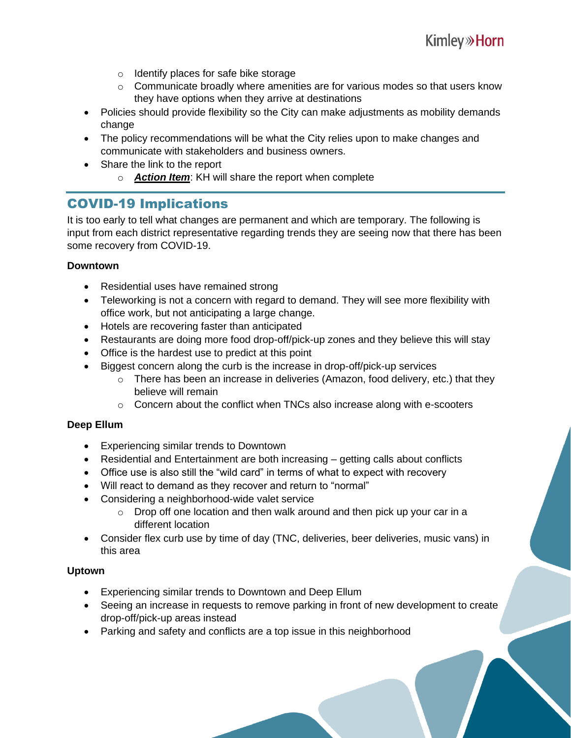- Identify places for safe bike storage
    - Communicate broadly where amenities are for various modes so that users know they have options when they arrive at destinations
- Policies should provide flexibility so the City can make adjustments as mobility demands change
- The policy recommendations will be what the City relies upon to make changes and communicate with stakeholders and business owners.
- Share the link to the report
    - ***Action Item***: KH will share the report when complete

## COVID-19 Implications

It is too early to tell what changes are permanent and which are temporary. The following is input from each district representative regarding trends they are seeing now that there has been some recovery from COVID-19.

**Downtown**

- Residential uses have remained strong
- Teleworking is not a concern with regard to demand. They will see more flexibility with office work, but not anticipating a large change.
- Hotels are recovering faster than anticipated
- Restaurants are doing more food drop-off/pick-up zones and they believe this will stay
- Office is the hardest use to predict at this point
- Biggest concern along the curb is the increase in drop-off/pick-up services
    - There has been an increase in deliveries (Amazon, food delivery, etc.) that they believe will remain
    - Concern about the conflict when TNCs also increase along with e-scooters

**Deep Ellum**

- Experiencing similar trends to Downtown
- Residential and Entertainment are both increasing – getting calls about conflicts
- Office use is also still the "wild card" in terms of what to expect with recovery
- Will react to demand as they recover and return to "normal"
- Considering a neighborhood-wide valet service
    - Drop off one location and then walk around and then pick up your car in a different location
- Consider flex curb use by time of day (TNC, deliveries, beer deliveries, music vans) in this area

**Uptown**

- Experiencing similar trends to Downtown and Deep Ellum
- Seeing an increase in requests to remove parking in front of new development to create drop-off/pick-up areas instead
- Parking and safety and conflicts are a top issue in this neighborhood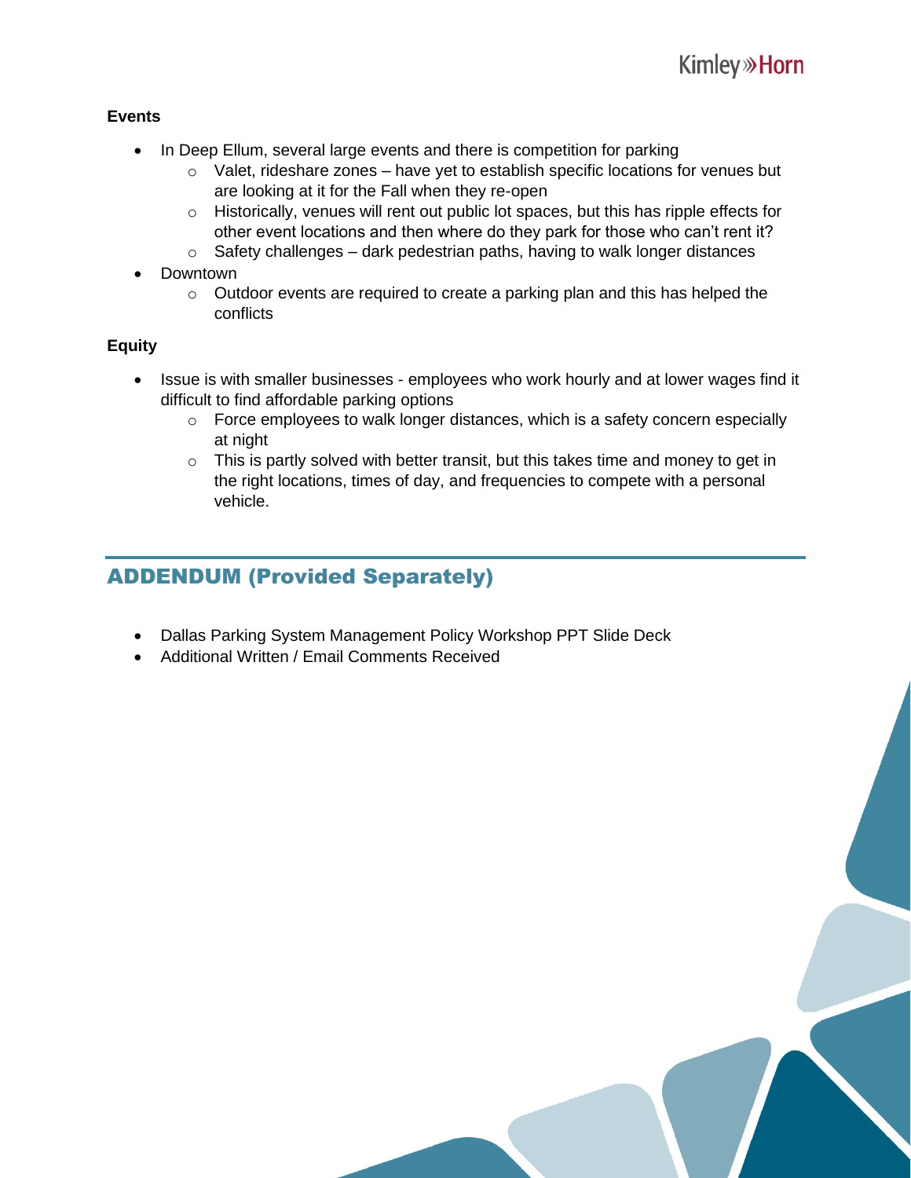**Events**

- In Deep Ellum, several large events and there is competition for parking
    - Valet, rideshare zones – have yet to establish specific locations for venues but are looking at it for the Fall when they re-open
    - Historically, venues will rent out public lot spaces, but this has ripple effects for other event locations and then where do they park for those who can't rent it?
    - Safety challenges – dark pedestrian paths, having to walk longer distances
- Downtown
    - Outdoor events are required to create a parking plan and this has helped the conflicts

**Equity**

- Issue is with smaller businesses - employees who work hourly and at lower wages find it difficult to find affordable parking options
    - Force employees to walk longer distances, which is a safety concern especially at night
    - This is partly solved with better transit, but this takes time and money to get in the right locations, times of day, and frequencies to compete with a personal vehicle.

## ADDENDUM (Provided Separately)

- Dallas Parking System Management Policy Workshop PPT Slide Deck
- Additional Written / Email Comments Received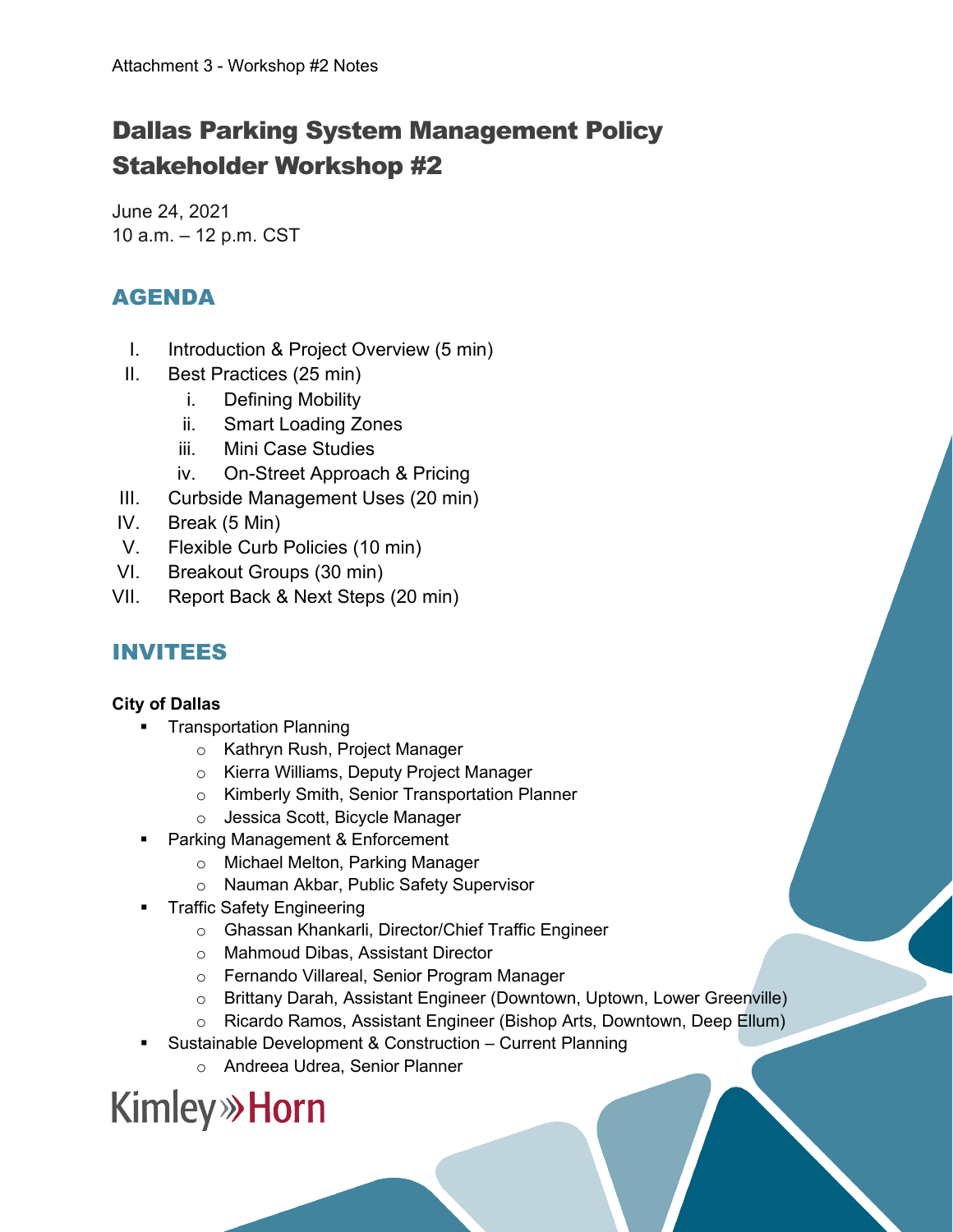Attachment 3 - Workshop #2 Notes

# Dallas Parking System Management Policy Stakeholder Workshop #2

June 24, 2021
10 a.m. – 12 p.m. CST

## AGENDA

I. Introduction & Project Overview (5 min)
II. Best Practices (25 min)
    i. Defining Mobility
    ii. Smart Loading Zones
    iii. Mini Case Studies
    iv. On-Street Approach & Pricing
III. Curbside Management Uses (20 min)
IV. Break (5 Min)
V. Flexible Curb Policies (10 min)
VI. Breakout Groups (30 min)
VII. Report Back & Next Steps (20 min)

## INVITEES

**City of Dallas**

- Transportation Planning
    - Kathryn Rush, Project Manager
    - Kierra Williams, Deputy Project Manager
    - Kimberly Smith, Senior Transportation Planner
    - Jessica Scott, Bicycle Manager
- Parking Management & Enforcement
    - Michael Melton, Parking Manager
    - Nauman Akbar, Public Safety Supervisor
- Traffic Safety Engineering
    - Ghassan Khankarli, Director/Chief Traffic Engineer
    - Mahmoud Dibas, Assistant Director
    - Fernando Villareal, Senior Program Manager
    - Brittany Darah, Assistant Engineer (Downtown, Uptown, Lower Greenville)
    - Ricardo Ramos, Assistant Engineer (Bishop Arts, Downtown, Deep Ellum)
- Sustainable Development & Construction – Current Planning
    - Andreea Udrea, Senior Planner

Kimley»Horn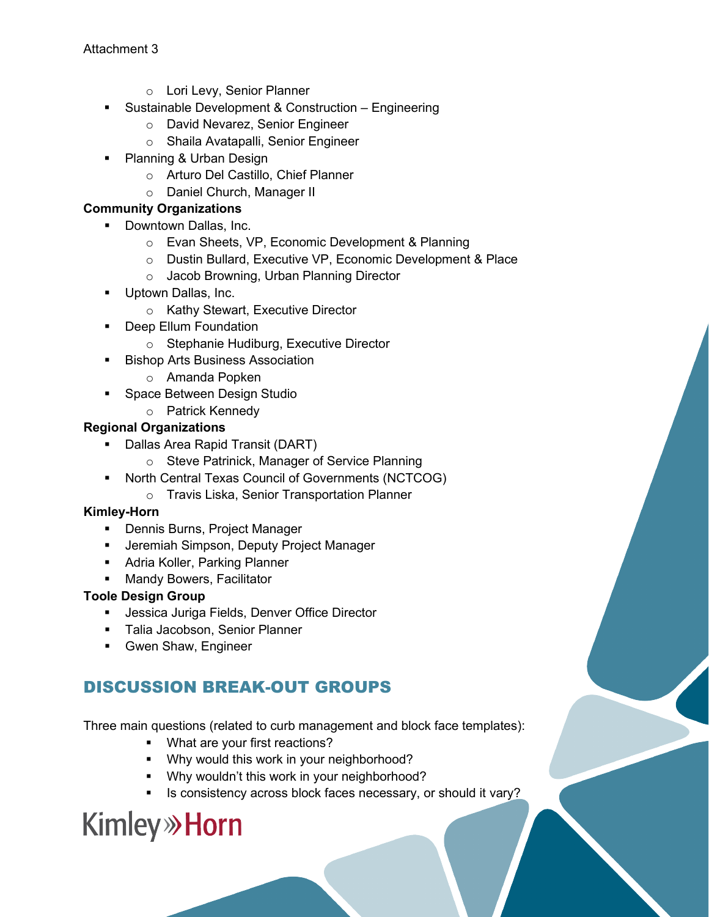- Lori Levy, Senior Planner

- Sustainable Development & Construction – Engineering
  - David Nevarez, Senior Engineer
  - Shaila Avatapalli, Senior Engineer
- Planning & Urban Design
  - Arturo Del Castillo, Chief Planner
  - Daniel Church, Manager II

**Community Organizations**

- Downtown Dallas, Inc.
  - Evan Sheets, VP, Economic Development & Planning
  - Dustin Bullard, Executive VP, Economic Development & Place
  - Jacob Browning, Urban Planning Director
- Uptown Dallas, Inc.
  - Kathy Stewart, Executive Director
- Deep Ellum Foundation
  - Stephanie Hudiburg, Executive Director
- Bishop Arts Business Association
  - Amanda Popken
- Space Between Design Studio
  - Patrick Kennedy

**Regional Organizations**

- Dallas Area Rapid Transit (DART)
  - Steve Patrinick, Manager of Service Planning
- North Central Texas Council of Governments (NCTCOG)
  - Travis Liska, Senior Transportation Planner

**Kimley-Horn**

- Dennis Burns, Project Manager
- Jeremiah Simpson, Deputy Project Manager
- Adria Koller, Parking Planner
- Mandy Bowers, Facilitator

**Toole Design Group**

- Jessica Juriga Fields, Denver Office Director
- Talia Jacobson, Senior Planner
- Gwen Shaw, Engineer

## DISCUSSION BREAK-OUT GROUPS

Three main questions (related to curb management and block face templates):

- What are your first reactions?
- Why would this work in your neighborhood?
- Why wouldn't this work in your neighborhood?
- Is consistency across block faces necessary, or should it vary?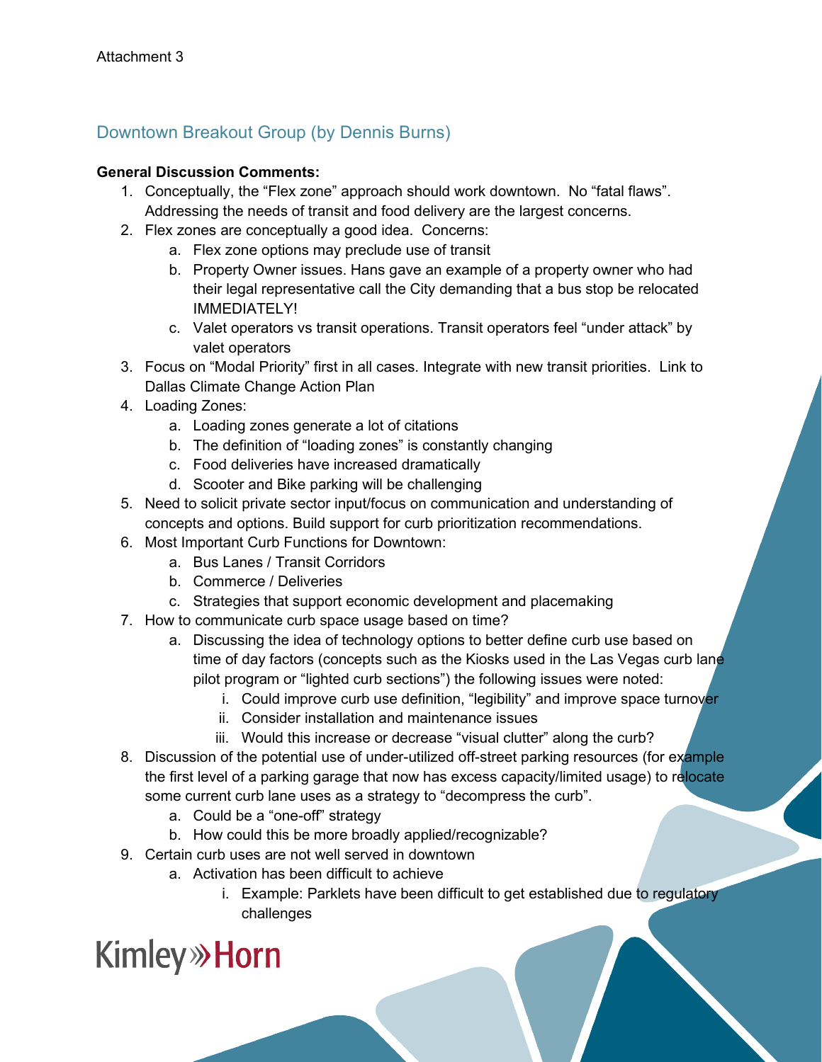Attachment 3

## Downtown Breakout Group (by Dennis Burns)

**General Discussion Comments:**

1. Conceptually, the "Flex zone" approach should work downtown. No "fatal flaws". Addressing the needs of transit and food delivery are the largest concerns.
2. Flex zones are conceptually a good idea. Concerns:
   a. Flex zone options may preclude use of transit
   b. Property Owner issues. Hans gave an example of a property owner who had their legal representative call the City demanding that a bus stop be relocated IMMEDIATELY!
   c. Valet operators vs transit operations. Transit operators feel "under attack" by valet operators
3. Focus on "Modal Priority" first in all cases. Integrate with new transit priorities. Link to Dallas Climate Change Action Plan
4. Loading Zones:
   a. Loading zones generate a lot of citations
   b. The definition of "loading zones" is constantly changing
   c. Food deliveries have increased dramatically
   d. Scooter and Bike parking will be challenging
5. Need to solicit private sector input/focus on communication and understanding of concepts and options. Build support for curb prioritization recommendations.
6. Most Important Curb Functions for Downtown:
   a. Bus Lanes / Transit Corridors
   b. Commerce / Deliveries
   c. Strategies that support economic development and placemaking
7. How to communicate curb space usage based on time?
   a. Discussing the idea of technology options to better define curb use based on time of day factors (concepts such as the Kiosks used in the Las Vegas curb lane pilot program or "lighted curb sections") the following issues were noted:
      i. Could improve curb use definition, "legibility" and improve space turnover
      ii. Consider installation and maintenance issues
      iii. Would this increase or decrease "visual clutter" along the curb?
8. Discussion of the potential use of under-utilized off-street parking resources (for example the first level of a parking garage that now has excess capacity/limited usage) to relocate some current curb lane uses as a strategy to "decompress the curb".
   a. Could be a "one-off" strategy
   b. How could this be more broadly applied/recognizable?
9. Certain curb uses are not well served in downtown
   a. Activation has been difficult to achieve
      i. Example: Parklets have been difficult to get established due to regulatory challenges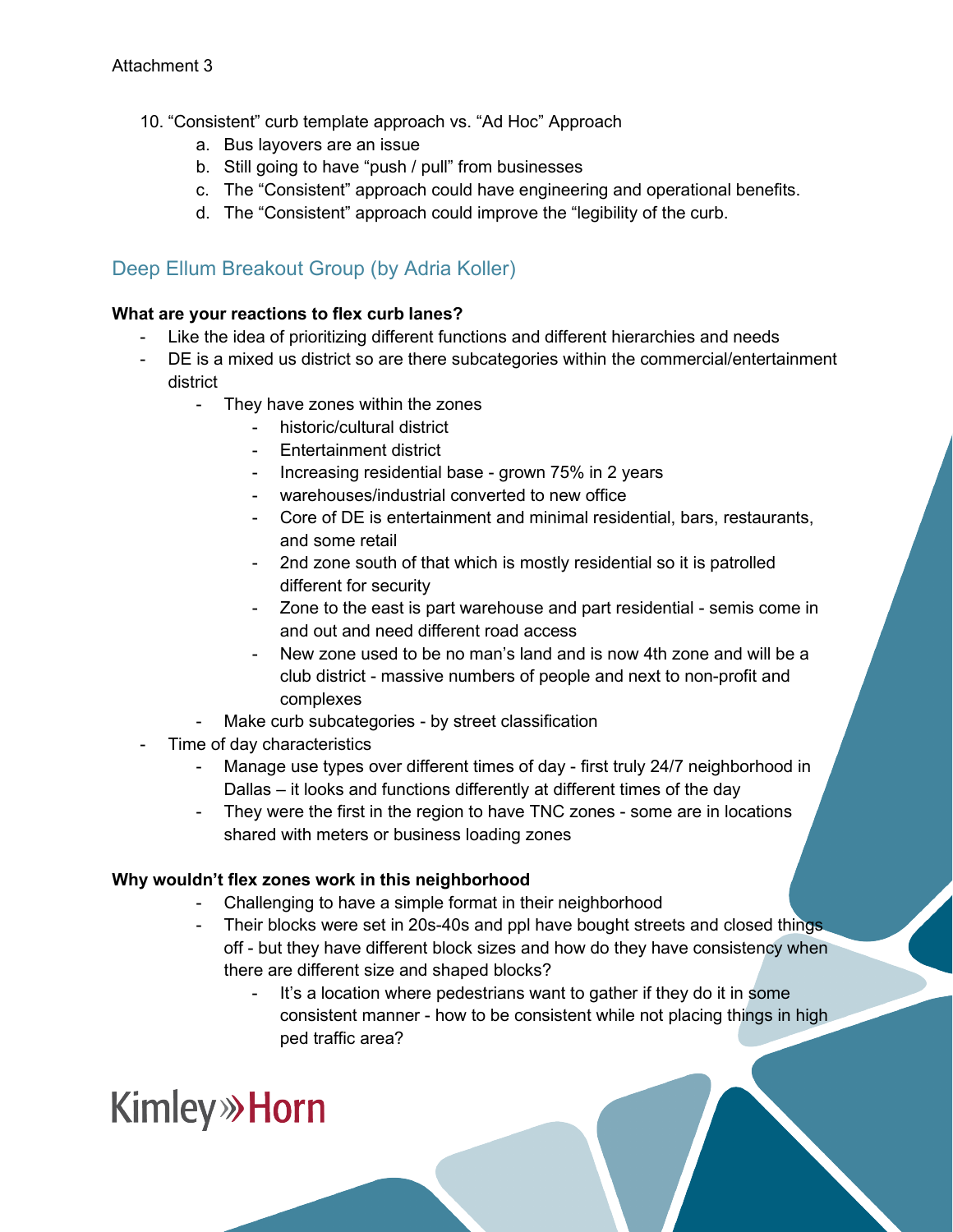10. "Consistent" curb template approach vs. "Ad Hoc" Approach
    a. Bus layovers are an issue
    b. Still going to have "push / pull" from businesses
    c. The "Consistent" approach could have engineering and operational benefits.
    d. The "Consistent" approach could improve the "legibility of the curb.

## Deep Ellum Breakout Group (by Adria Koller)

**What are your reactions to flex curb lanes?**

- Like the idea of prioritizing different functions and different hierarchies and needs
- DE is a mixed us district so are there subcategories within the commercial/entertainment district
    - They have zones within the zones
        - historic/cultural district
        - Entertainment district
        - Increasing residential base - grown 75% in 2 years
        - warehouses/industrial converted to new office
        - Core of DE is entertainment and minimal residential, bars, restaurants, and some retail
        - 2nd zone south of that which is mostly residential so it is patrolled different for security
        - Zone to the east is part warehouse and part residential - semis come in and out and need different road access
        - New zone used to be no man's land and is now 4th zone and will be a club district - massive numbers of people and next to non-profit and complexes
    - Make curb subcategories - by street classification
- Time of day characteristics
    - Manage use types over different times of day - first truly 24/7 neighborhood in Dallas – it looks and functions differently at different times of the day
    - They were the first in the region to have TNC zones - some are in locations shared with meters or business loading zones

**Why wouldn't flex zones work in this neighborhood**

- Challenging to have a simple format in their neighborhood
- Their blocks were set in 20s-40s and ppl have bought streets and closed things off - but they have different block sizes and how do they have consistency when there are different size and shaped blocks?
    - It's a location where pedestrians want to gather if they do it in some consistent manner - how to be consistent while not placing things in high ped traffic area?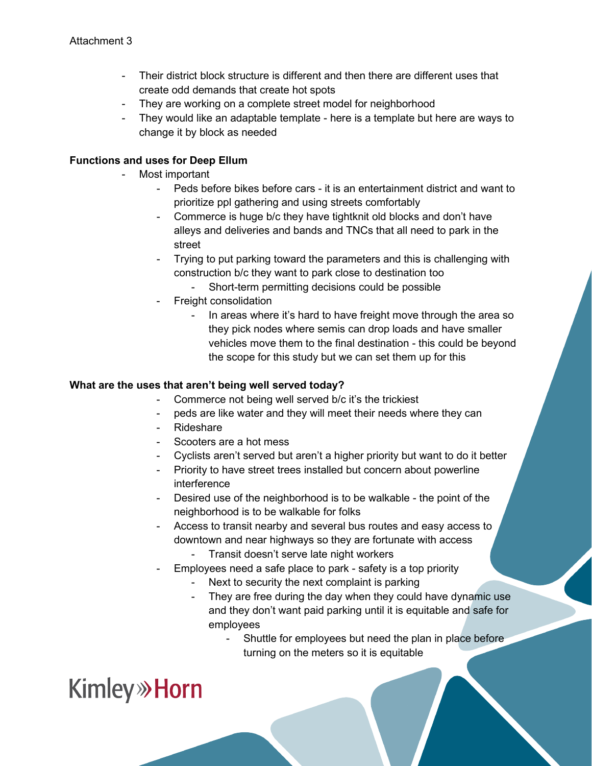Attachment 3

- Their district block structure is different and then there are different uses that create odd demands that create hot spots
- They are working on a complete street model for neighborhood
- They would like an adaptable template - here is a template but here are ways to change it by block as needed

**Functions and uses for Deep Ellum**

- Most important
    - Peds before bikes before cars - it is an entertainment district and want to prioritize ppl gathering and using streets comfortably
    - Commerce is huge b/c they have tightknit old blocks and don't have alleys and deliveries and bands and TNCs that all need to park in the street
    - Trying to put parking toward the parameters and this is challenging with construction b/c they want to park close to destination too
        - Short-term permitting decisions could be possible
    - Freight consolidation
        - In areas where it's hard to have freight move through the area so they pick nodes where semis can drop loads and have smaller vehicles move them to the final destination - this could be beyond the scope for this study but we can set them up for this

**What are the uses that aren't being well served today?**

- Commerce not being well served b/c it's the trickiest
- peds are like water and they will meet their needs where they can
- Rideshare
- Scooters are a hot mess
- Cyclists aren't served but aren't a higher priority but want to do it better
- Priority to have street trees installed but concern about powerline interference
- Desired use of the neighborhood is to be walkable - the point of the neighborhood is to be walkable for folks
- Access to transit nearby and several bus routes and easy access to downtown and near highways so they are fortunate with access
    - Transit doesn't serve late night workers
- Employees need a safe place to park - safety is a top priority
    - Next to security the next complaint is parking
    - They are free during the day when they could have dynamic use and they don't want paid parking until it is equitable and safe for employees
        - Shuttle for employees but need the plan in place before turning on the meters so it is equitable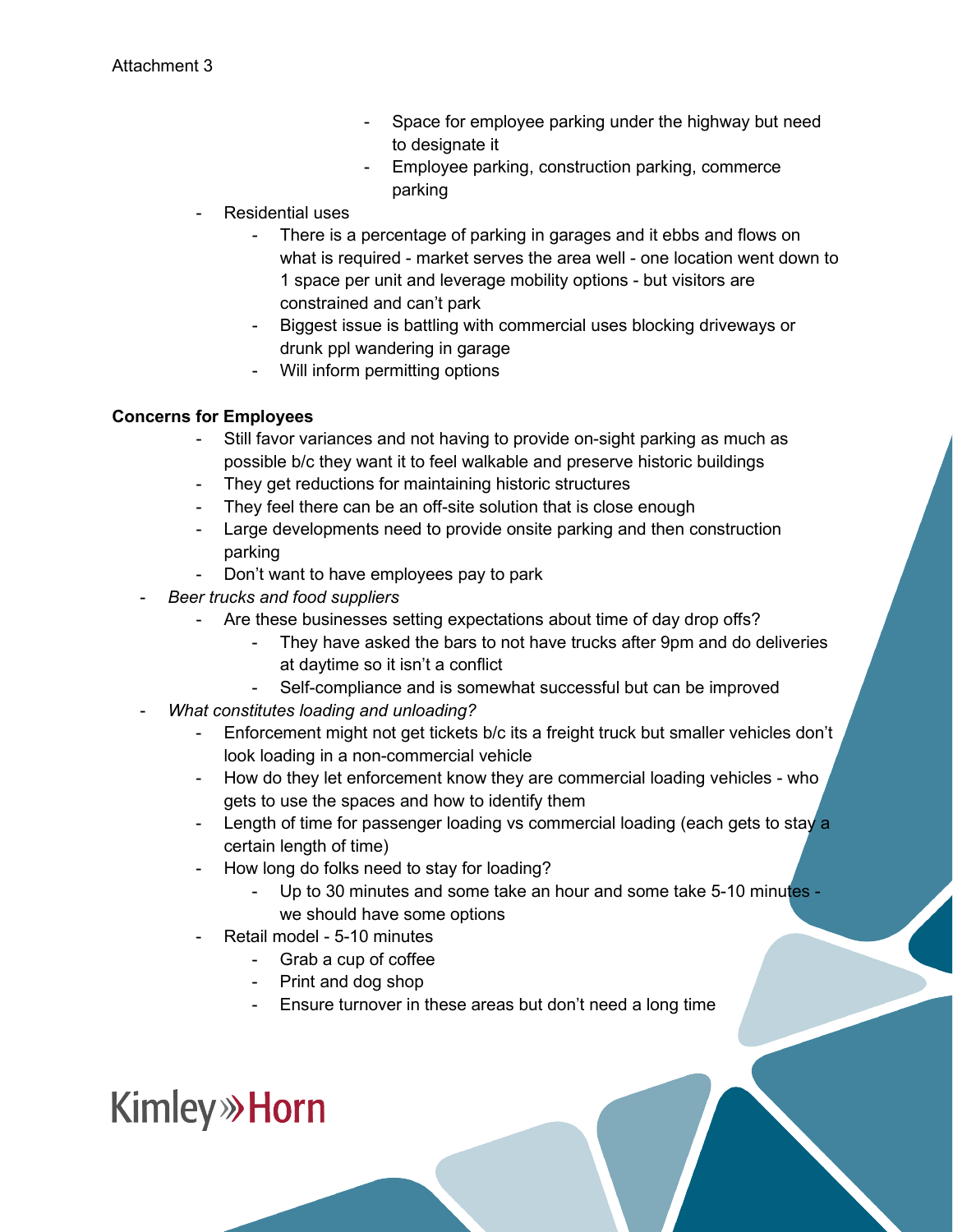Attachment 3

- Space for employee parking under the highway but need to designate it
- Employee parking, construction parking, commerce parking

- Residential uses
    - There is a percentage of parking in garages and it ebbs and flows on what is required - market serves the area well - one location went down to 1 space per unit and leverage mobility options - but visitors are constrained and can't park
    - Biggest issue is battling with commercial uses blocking driveways or drunk ppl wandering in garage
    - Will inform permitting options

**Concerns for Employees**

- Still favor variances and not having to provide on-sight parking as much as possible b/c they want it to feel walkable and preserve historic buildings
- They get reductions for maintaining historic structures
- They feel there can be an off-site solution that is close enough
- Large developments need to provide onsite parking and then construction parking
- Don't want to have employees pay to park

- *Beer trucks and food suppliers*
    - Are these businesses setting expectations about time of day drop offs?
        - They have asked the bars to not have trucks after 9pm and do deliveries at daytime so it isn't a conflict
        - Self-compliance and is somewhat successful but can be improved
- *What constitutes loading and unloading?*
    - Enforcement might not get tickets b/c its a freight truck but smaller vehicles don't look loading in a non-commercial vehicle
    - How do they let enforcement know they are commercial loading vehicles - who gets to use the spaces and how to identify them
    - Length of time for passenger loading vs commercial loading (each gets to stay a certain length of time)
    - How long do folks need to stay for loading?
        - Up to 30 minutes and some take an hour and some take 5-10 minutes - we should have some options
    - Retail model - 5-10 minutes
        - Grab a cup of coffee
        - Print and dog shop
        - Ensure turnover in these areas but don't need a long time

Kimley»Horn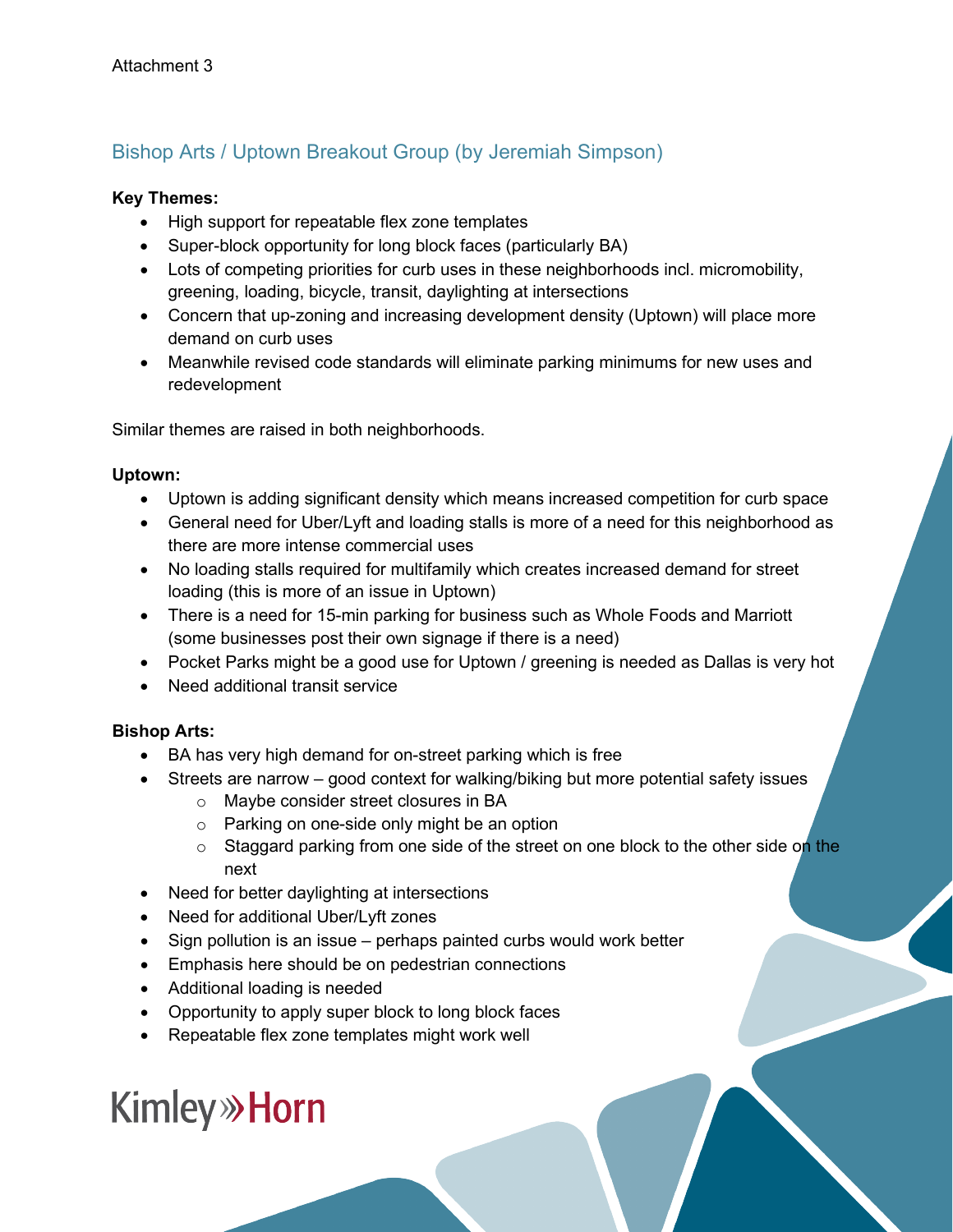Attachment 3

## Bishop Arts / Uptown Breakout Group (by Jeremiah Simpson)

**Key Themes:**

- High support for repeatable flex zone templates
- Super-block opportunity for long block faces (particularly BA)
- Lots of competing priorities for curb uses in these neighborhoods incl. micromobility, greening, loading, bicycle, transit, daylighting at intersections
- Concern that up-zoning and increasing development density (Uptown) will place more demand on curb uses
- Meanwhile revised code standards will eliminate parking minimums for new uses and redevelopment

Similar themes are raised in both neighborhoods.

**Uptown:**

- Uptown is adding significant density which means increased competition for curb space
- General need for Uber/Lyft and loading stalls is more of a need for this neighborhood as there are more intense commercial uses
- No loading stalls required for multifamily which creates increased demand for street loading (this is more of an issue in Uptown)
- There is a need for 15-min parking for business such as Whole Foods and Marriott (some businesses post their own signage if there is a need)
- Pocket Parks might be a good use for Uptown / greening is needed as Dallas is very hot
- Need additional transit service

**Bishop Arts:**

- BA has very high demand for on-street parking which is free
- Streets are narrow – good context for walking/biking but more potential safety issues
  - Maybe consider street closures in BA
  - Parking on one-side only might be an option
  - Staggard parking from one side of the street on one block to the other side on the next
- Need for better daylighting at intersections
- Need for additional Uber/Lyft zones
- Sign pollution is an issue – perhaps painted curbs would work better
- Emphasis here should be on pedestrian connections
- Additional loading is needed
- Opportunity to apply super block to long block faces
- Repeatable flex zone templates might work well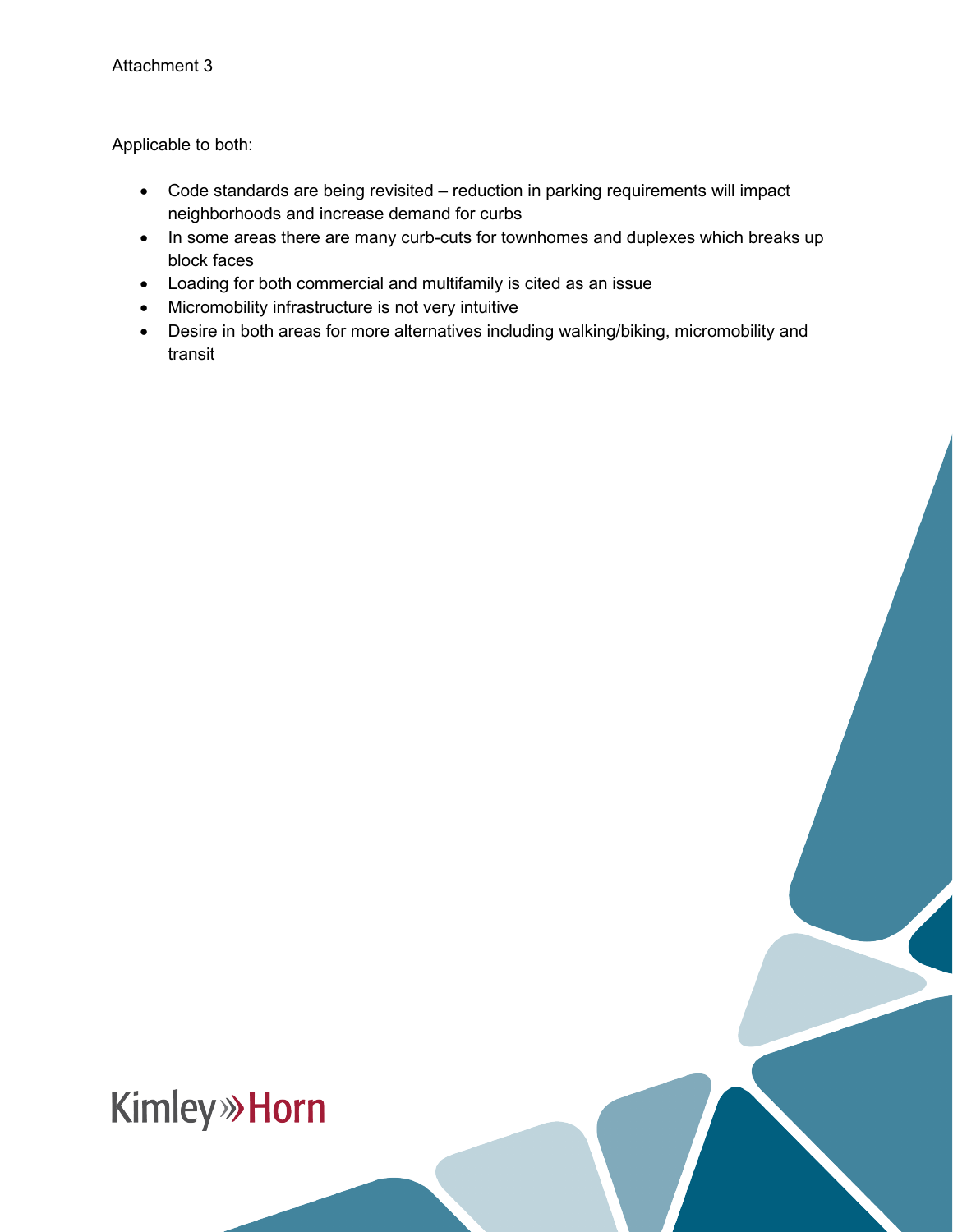Attachment 3

Applicable to both:

- Code standards are being revisited – reduction in parking requirements will impact neighborhoods and increase demand for curbs
- In some areas there are many curb-cuts for townhomes and duplexes which breaks up block faces
- Loading for both commercial and multifamily is cited as an issue
- Micromobility infrastructure is not very intuitive
- Desire in both areas for more alternatives including walking/biking, micromobility and transit

Kimley»Horn